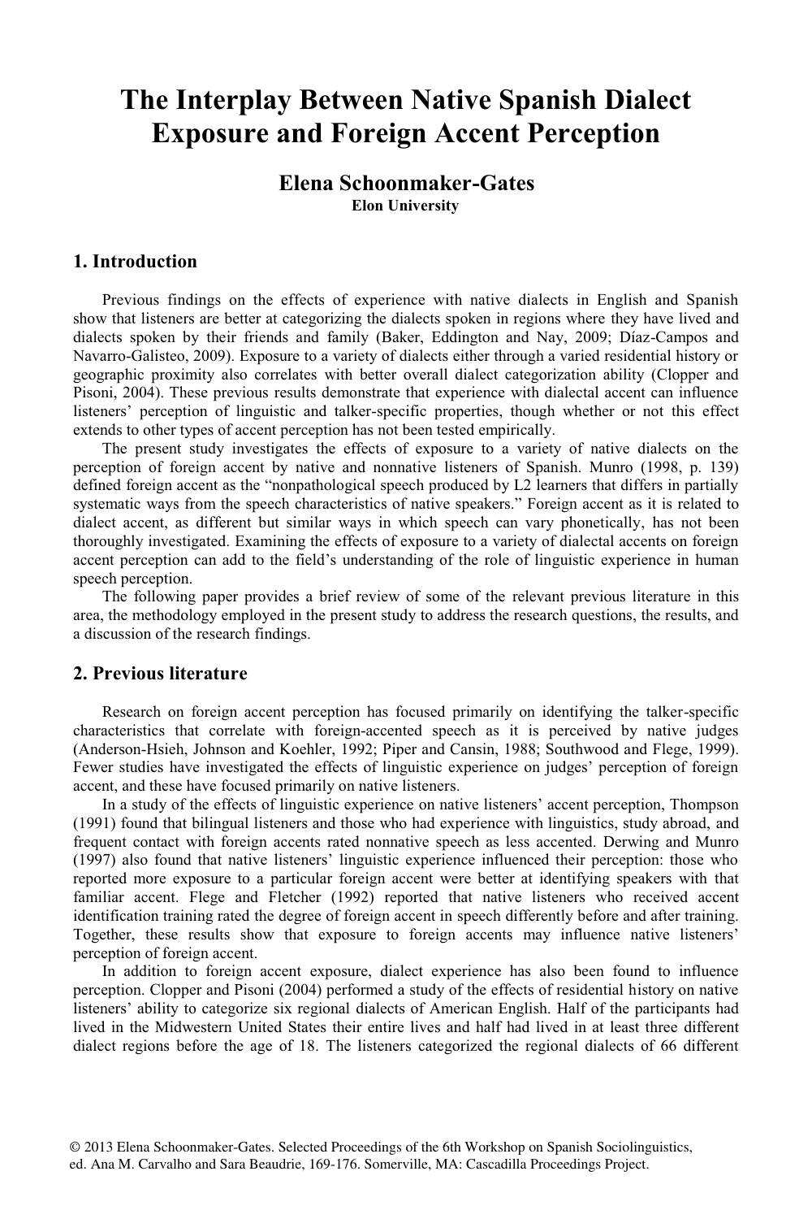# The Interplay Between Native Spanish Dialect Exposure and Foreign Accent Perception

**Elena Schoonmaker-Gates**
**Elon University**

## 1. Introduction

Previous findings on the effects of experience with native dialects in English and Spanish show that listeners are better at categorizing the dialects spoken in regions where they have lived and dialects spoken by their friends and family (Baker, Eddington and Nay, 2009; Díaz-Campos and Navarro-Galisteo, 2009). Exposure to a variety of dialects either through a varied residential history or geographic proximity also correlates with better overall dialect categorization ability (Clopper and Pisoni, 2004). These previous results demonstrate that experience with dialectal accent can influence listeners' perception of linguistic and talker-specific properties, though whether or not this effect extends to other types of accent perception has not been tested empirically.

The present study investigates the effects of exposure to a variety of native dialects on the perception of foreign accent by native and nonnative listeners of Spanish. Munro (1998, p. 139) defined foreign accent as the "nonpathological speech produced by L2 learners that differs in partially systematic ways from the speech characteristics of native speakers." Foreign accent as it is related to dialect accent, as different but similar ways in which speech can vary phonetically, has not been thoroughly investigated. Examining the effects of exposure to a variety of dialectal accents on foreign accent perception can add to the field's understanding of the role of linguistic experience in human speech perception.

The following paper provides a brief review of some of the relevant previous literature in this area, the methodology employed in the present study to address the research questions, the results, and a discussion of the research findings.

## 2. Previous literature

Research on foreign accent perception has focused primarily on identifying the talker-specific characteristics that correlate with foreign-accented speech as it is perceived by native judges (Anderson-Hsieh, Johnson and Koehler, 1992; Piper and Cansin, 1988; Southwood and Flege, 1999). Fewer studies have investigated the effects of linguistic experience on judges' perception of foreign accent, and these have focused primarily on native listeners.

In a study of the effects of linguistic experience on native listeners' accent perception, Thompson (1991) found that bilingual listeners and those who had experience with linguistics, study abroad, and frequent contact with foreign accents rated nonnative speech as less accented. Derwing and Munro (1997) also found that native listeners' linguistic experience influenced their perception: those who reported more exposure to a particular foreign accent were better at identifying speakers with that familiar accent. Flege and Fletcher (1992) reported that native listeners who received accent identification training rated the degree of foreign accent in speech differently before and after training. Together, these results show that exposure to foreign accents may influence native listeners' perception of foreign accent.

In addition to foreign accent exposure, dialect experience has also been found to influence perception. Clopper and Pisoni (2004) performed a study of the effects of residential history on native listeners' ability to categorize six regional dialects of American English. Half of the participants had lived in the Midwestern United States their entire lives and half had lived in at least three different dialect regions before the age of 18. The listeners categorized the regional dialects of 66 different

© 2013 Elena Schoonmaker-Gates. Selected Proceedings of the 6th Workshop on Spanish Sociolinguistics, ed. Ana M. Carvalho and Sara Beaudrie, 169-176. Somerville, MA: Cascadilla Proceedings Project.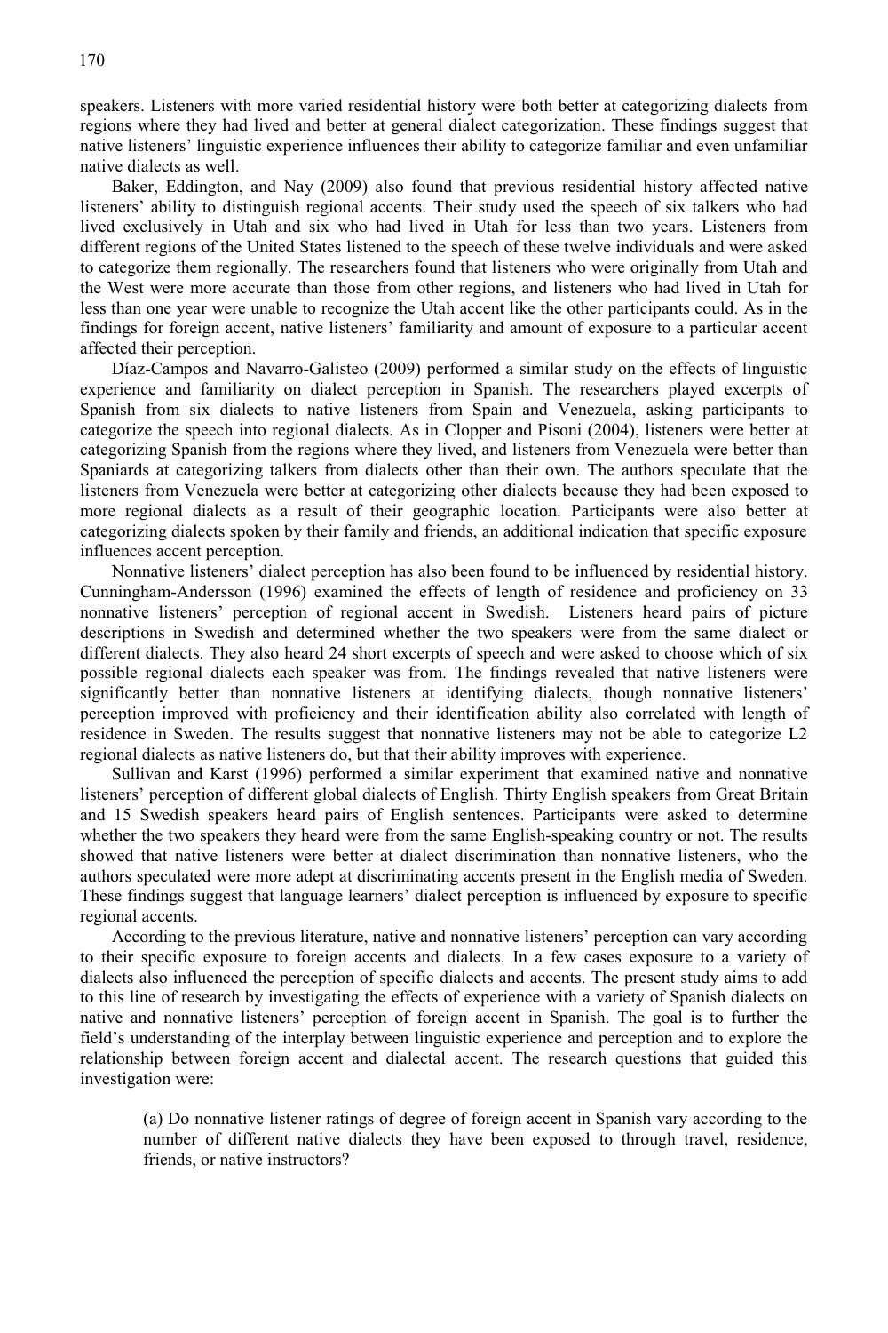speakers. Listeners with more varied residential history were both better at categorizing dialects from regions where they had lived and better at general dialect categorization. These findings suggest that native listeners' linguistic experience influences their ability to categorize familiar and even unfamiliar native dialects as well.

Baker, Eddington, and Nay (2009) also found that previous residential history affected native listeners' ability to distinguish regional accents. Their study used the speech of six talkers who had lived exclusively in Utah and six who had lived in Utah for less than two years. Listeners from different regions of the United States listened to the speech of these twelve individuals and were asked to categorize them regionally. The researchers found that listeners who were originally from Utah and the West were more accurate than those from other regions, and listeners who had lived in Utah for less than one year were unable to recognize the Utah accent like the other participants could. As in the findings for foreign accent, native listeners' familiarity and amount of exposure to a particular accent affected their perception.

Díaz-Campos and Navarro-Galisteo (2009) performed a similar study on the effects of linguistic experience and familiarity on dialect perception in Spanish. The researchers played excerpts of Spanish from six dialects to native listeners from Spain and Venezuela, asking participants to categorize the speech into regional dialects. As in Clopper and Pisoni (2004), listeners were better at categorizing Spanish from the regions where they lived, and listeners from Venezuela were better than Spaniards at categorizing talkers from dialects other than their own. The authors speculate that the listeners from Venezuela were better at categorizing other dialects because they had been exposed to more regional dialects as a result of their geographic location. Participants were also better at categorizing dialects spoken by their family and friends, an additional indication that specific exposure influences accent perception.

Nonnative listeners' dialect perception has also been found to be influenced by residential history. Cunningham-Andersson (1996) examined the effects of length of residence and proficiency on 33 nonnative listeners' perception of regional accent in Swedish. Listeners heard pairs of picture descriptions in Swedish and determined whether the two speakers were from the same dialect or different dialects. They also heard 24 short excerpts of speech and were asked to choose which of six possible regional dialects each speaker was from. The findings revealed that native listeners were significantly better than nonnative listeners at identifying dialects, though nonnative listeners' perception improved with proficiency and their identification ability also correlated with length of residence in Sweden. The results suggest that nonnative listeners may not be able to categorize L2 regional dialects as native listeners do, but that their ability improves with experience.

Sullivan and Karst (1996) performed a similar experiment that examined native and nonnative listeners' perception of different global dialects of English. Thirty English speakers from Great Britain and 15 Swedish speakers heard pairs of English sentences. Participants were asked to determine whether the two speakers they heard were from the same English-speaking country or not. The results showed that native listeners were better at dialect discrimination than nonnative listeners, who the authors speculated were more adept at discriminating accents present in the English media of Sweden. These findings suggest that language learners' dialect perception is influenced by exposure to specific regional accents.

According to the previous literature, native and nonnative listeners' perception can vary according to their specific exposure to foreign accents and dialects. In a few cases exposure to a variety of dialects also influenced the perception of specific dialects and accents. The present study aims to add to this line of research by investigating the effects of experience with a variety of Spanish dialects on native and nonnative listeners' perception of foreign accent in Spanish. The goal is to further the field's understanding of the interplay between linguistic experience and perception and to explore the relationship between foreign accent and dialectal accent. The research questions that guided this investigation were:

> (a) Do nonnative listener ratings of degree of foreign accent in Spanish vary according to the number of different native dialects they have been exposed to through travel, residence, friends, or native instructors?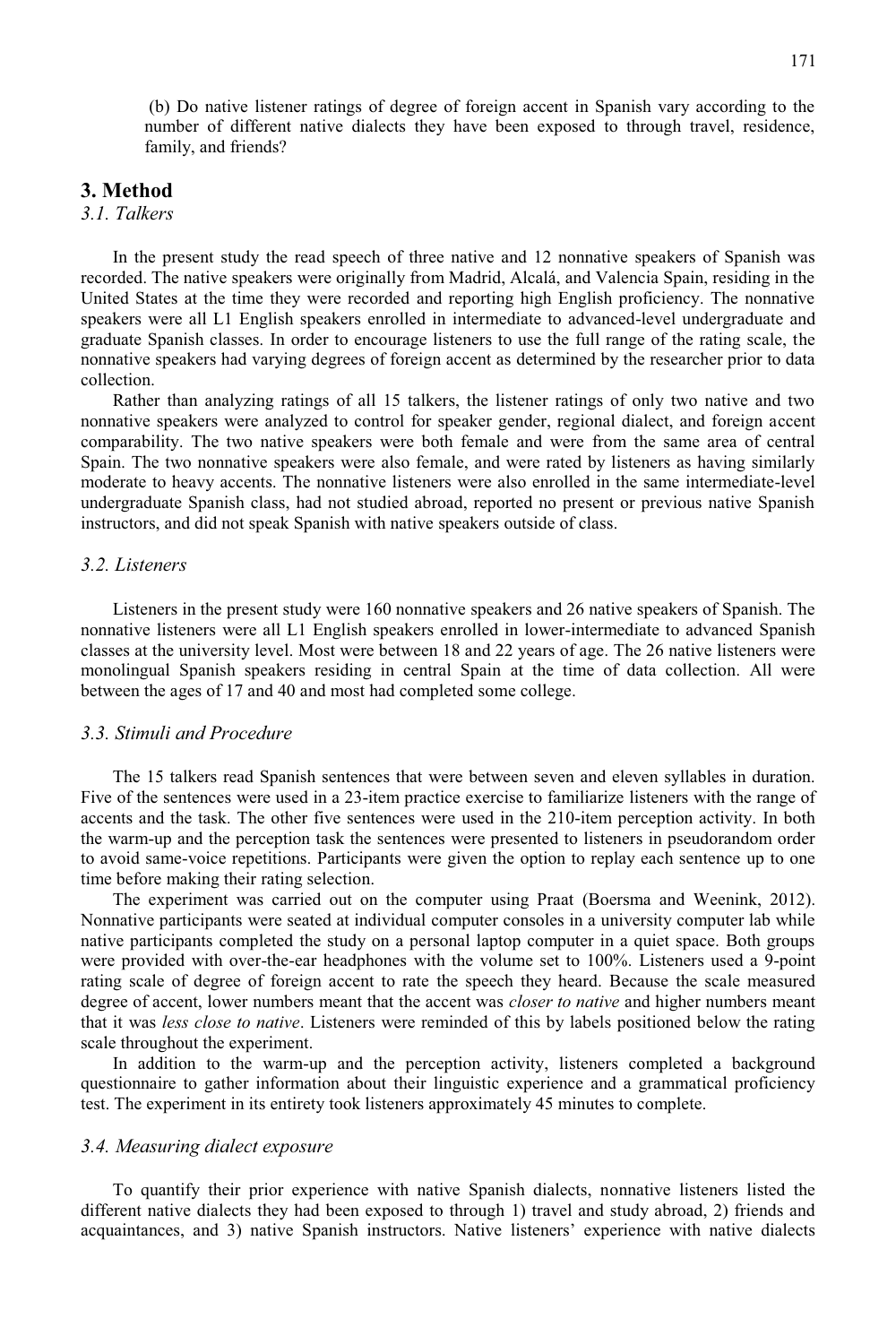(b) Do native listener ratings of degree of foreign accent in Spanish vary according to the number of different native dialects they have been exposed to through travel, residence, family, and friends?

## 3. Method

### *3.1. Talkers*

In the present study the read speech of three native and 12 nonnative speakers of Spanish was recorded. The native speakers were originally from Madrid, Alcalá, and Valencia Spain, residing in the United States at the time they were recorded and reporting high English proficiency. The nonnative speakers were all L1 English speakers enrolled in intermediate to advanced-level undergraduate and graduate Spanish classes. In order to encourage listeners to use the full range of the rating scale, the nonnative speakers had varying degrees of foreign accent as determined by the researcher prior to data collection.

Rather than analyzing ratings of all 15 talkers, the listener ratings of only two native and two nonnative speakers were analyzed to control for speaker gender, regional dialect, and foreign accent comparability. The two native speakers were both female and were from the same area of central Spain. The two nonnative speakers were also female, and were rated by listeners as having similarly moderate to heavy accents. The nonnative listeners were also enrolled in the same intermediate-level undergraduate Spanish class, had not studied abroad, reported no present or previous native Spanish instructors, and did not speak Spanish with native speakers outside of class.

### *3.2. Listeners*

Listeners in the present study were 160 nonnative speakers and 26 native speakers of Spanish. The nonnative listeners were all L1 English speakers enrolled in lower-intermediate to advanced Spanish classes at the university level. Most were between 18 and 22 years of age. The 26 native listeners were monolingual Spanish speakers residing in central Spain at the time of data collection. All were between the ages of 17 and 40 and most had completed some college.

### *3.3. Stimuli and Procedure*

The 15 talkers read Spanish sentences that were between seven and eleven syllables in duration. Five of the sentences were used in a 23-item practice exercise to familiarize listeners with the range of accents and the task. The other five sentences were used in the 210-item perception activity. In both the warm-up and the perception task the sentences were presented to listeners in pseudorandom order to avoid same-voice repetitions. Participants were given the option to replay each sentence up to one time before making their rating selection.

The experiment was carried out on the computer using Praat (Boersma and Weenink, 2012). Nonnative participants were seated at individual computer consoles in a university computer lab while native participants completed the study on a personal laptop computer in a quiet space. Both groups were provided with over-the-ear headphones with the volume set to 100%. Listeners used a 9-point rating scale of degree of foreign accent to rate the speech they heard. Because the scale measured degree of accent, lower numbers meant that the accent was *closer to native* and higher numbers meant that it was *less close to native*. Listeners were reminded of this by labels positioned below the rating scale throughout the experiment.

In addition to the warm-up and the perception activity, listeners completed a background questionnaire to gather information about their linguistic experience and a grammatical proficiency test. The experiment in its entirety took listeners approximately 45 minutes to complete.

### *3.4. Measuring dialect exposure*

To quantify their prior experience with native Spanish dialects, nonnative listeners listed the different native dialects they had been exposed to through 1) travel and study abroad, 2) friends and acquaintances, and 3) native Spanish instructors. Native listeners' experience with native dialects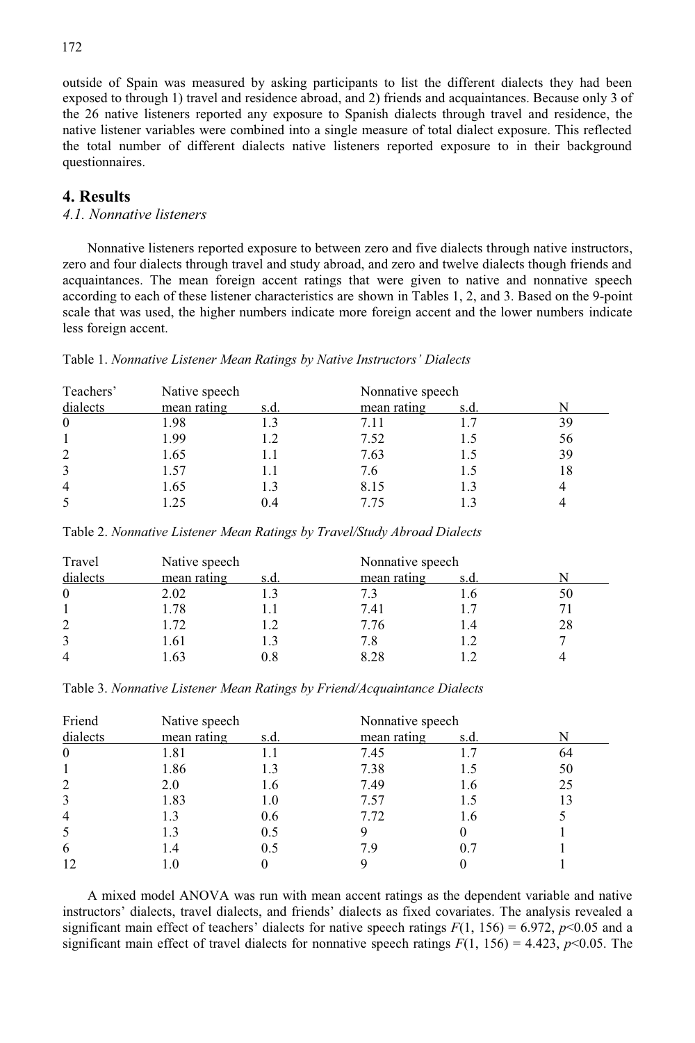outside of Spain was measured by asking participants to list the different dialects they had been exposed to through 1) travel and residence abroad, and 2) friends and acquaintances. Because only 3 of the 26 native listeners reported any exposure to Spanish dialects through travel and residence, the native listener variables were combined into a single measure of total dialect exposure. This reflected the total number of different dialects native listeners reported exposure to in their background questionnaires.

## 4. Results

### *4.1. Nonnative listeners*

Nonnative listeners reported exposure to between zero and five dialects through native instructors, zero and four dialects through travel and study abroad, and zero and twelve dialects though friends and acquaintances. The mean foreign accent ratings that were given to native and nonnative speech according to each of these listener characteristics are shown in Tables 1, 2, and 3. Based on the 9-point scale that was used, the higher numbers indicate more foreign accent and the lower numbers indicate less foreign accent.

Table 1. *Nonnative Listener Mean Ratings by Native Instructors' Dialects*

| Teachers' | Native speech | | Nonnative speech | | |
|---|---|---|---|---|---|
| dialects | mean rating | s.d. | mean rating | s.d. | N |
| 0 | 1.98 | 1.3 | 7.11 | 1.7 | 39 |
| 1 | 1.99 | 1.2 | 7.52 | 1.5 | 56 |
| 2 | 1.65 | 1.1 | 7.63 | 1.5 | 39 |
| 3 | 1.57 | 1.1 | 7.6 | 1.5 | 18 |
| 4 | 1.65 | 1.3 | 8.15 | 1.3 | 4 |
| 5 | 1.25 | 0.4 | 7.75 | 1.3 | 4 |

Table 2. *Nonnative Listener Mean Ratings by Travel/Study Abroad Dialects*

| Travel | Native speech | | Nonnative speech | | |
|---|---|---|---|---|---|
| dialects | mean rating | s.d. | mean rating | s.d. | N |
| 0 | 2.02 | 1.3 | 7.3 | 1.6 | 50 |
| 1 | 1.78 | 1.1 | 7.41 | 1.7 | 71 |
| 2 | 1.72 | 1.2 | 7.76 | 1.4 | 28 |
| 3 | 1.61 | 1.3 | 7.8 | 1.2 | 7 |
| 4 | 1.63 | 0.8 | 8.28 | 1.2 | 4 |

Table 3. *Nonnative Listener Mean Ratings by Friend/Acquaintance Dialects*

| Friend | Native speech | | Nonnative speech | | |
|---|---|---|---|---|---|
| dialects | mean rating | s.d. | mean rating | s.d. | N |
| 0 | 1.81 | 1.1 | 7.45 | 1.7 | 64 |
| 1 | 1.86 | 1.3 | 7.38 | 1.5 | 50 |
| 2 | 2.0 | 1.6 | 7.49 | 1.6 | 25 |
| 3 | 1.83 | 1.0 | 7.57 | 1.5 | 13 |
| 4 | 1.3 | 0.6 | 7.72 | 1.6 | 5 |
| 5 | 1.3 | 0.5 | 9 | 0 | 1 |
| 6 | 1.4 | 0.5 | 7.9 | 0.7 | 1 |
| 12 | 1.0 | 0 | 9 | 0 | 1 |

A mixed model ANOVA was run with mean accent ratings as the dependent variable and native instructors' dialects, travel dialects, and friends' dialects as fixed covariates. The analysis revealed a significant main effect of teachers' dialects for native speech ratings $F(1, 156) = 6.972$, $p<0.05$ and a significant main effect of travel dialects for nonnative speech ratings $F(1, 156) = 4.423$, $p<0.05$. The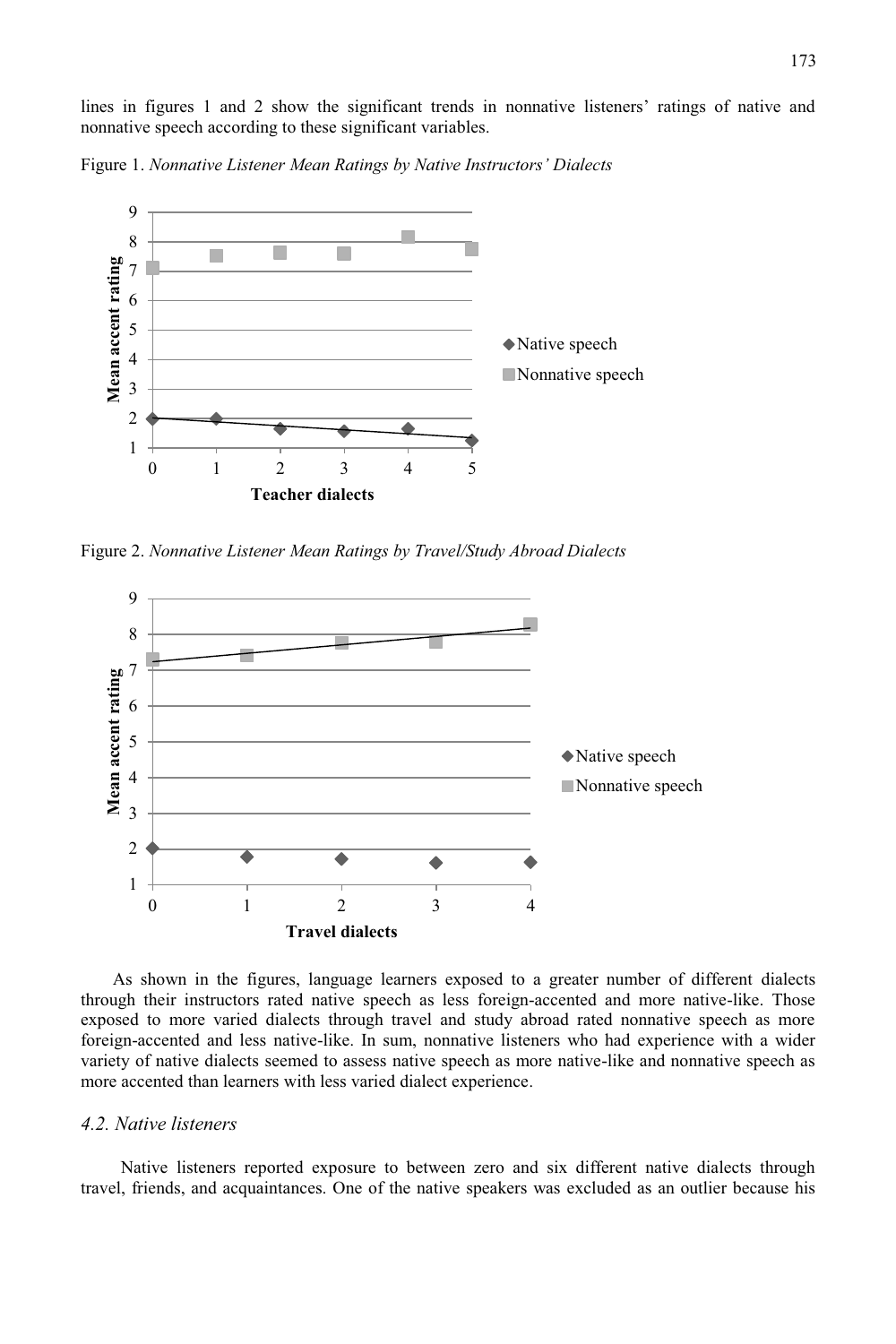lines in figures 1 and 2 show the significant trends in nonnative listeners' ratings of native and nonnative speech according to these significant variables.

Figure 1. *Nonnative Listener Mean Ratings by Native Instructors' Dialects*

Figure 2. *Nonnative Listener Mean Ratings by Travel/Study Abroad Dialects*

As shown in the figures, language learners exposed to a greater number of different dialects through their instructors rated native speech as less foreign-accented and more native-like. Those exposed to more varied dialects through travel and study abroad rated nonnative speech as more foreign-accented and less native-like. In sum, nonnative listeners who had experience with a wider variety of native dialects seemed to assess native speech as more native-like and nonnative speech as more accented than learners with less varied dialect experience.

### *4.2. Native listeners*

Native listeners reported exposure to between zero and six different native dialects through travel, friends, and acquaintances. One of the native speakers was excluded as an outlier because his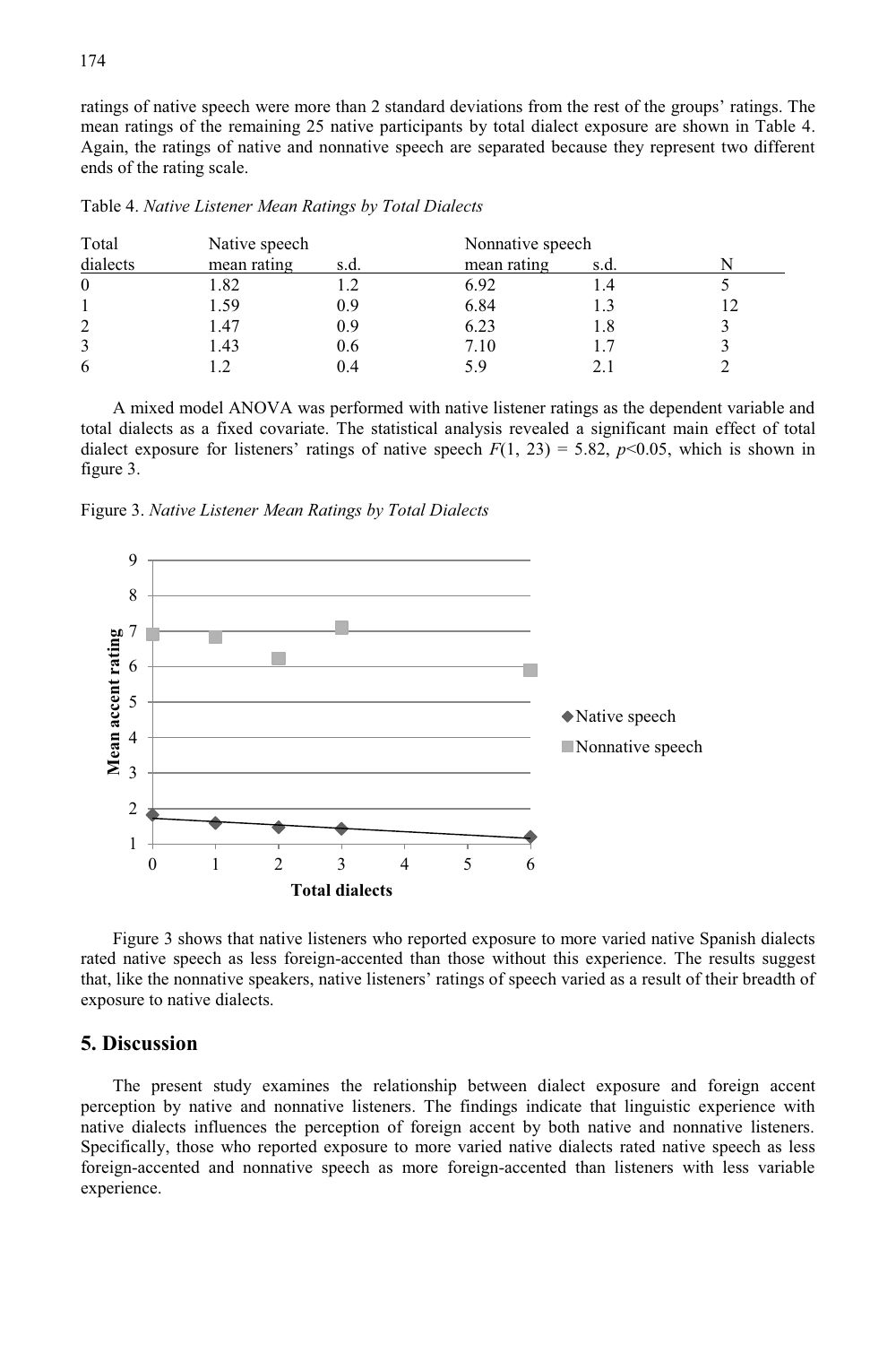ratings of native speech were more than 2 standard deviations from the rest of the groups' ratings. The mean ratings of the remaining 25 native participants by total dialect exposure are shown in Table 4. Again, the ratings of native and nonnative speech are separated because they represent two different ends of the rating scale.

Table 4. *Native Listener Mean Ratings by Total Dialects*

| Total | Native speech | | Nonnative speech | | |
|---|---|---|---|---|---|
| dialects | mean rating | s.d. | mean rating | s.d. | N |
| 0 | 1.82 | 1.2 | 6.92 | 1.4 | 5 |
| 1 | 1.59 | 0.9 | 6.84 | 1.3 | 12 |
| 2 | 1.47 | 0.9 | 6.23 | 1.8 | 3 |
| 3 | 1.43 | 0.6 | 7.10 | 1.7 | 3 |
| 6 | 1.2 | 0.4 | 5.9 | 2.1 | 2 |

A mixed model ANOVA was performed with native listener ratings as the dependent variable and total dialects as a fixed covariate. The statistical analysis revealed a significant main effect of total dialect exposure for listeners' ratings of native speech $F(1, 23) = 5.82$, $p<0.05$, which is shown in figure 3.

Figure 3. *Native Listener Mean Ratings by Total Dialects*

Figure 3 shows that native listeners who reported exposure to more varied native Spanish dialects rated native speech as less foreign-accented than those without this experience. The results suggest that, like the nonnative speakers, native listeners' ratings of speech varied as a result of their breadth of exposure to native dialects.

## 5. Discussion

The present study examines the relationship between dialect exposure and foreign accent perception by native and nonnative listeners. The findings indicate that linguistic experience with native dialects influences the perception of foreign accent by both native and nonnative listeners. Specifically, those who reported exposure to more varied native dialects rated native speech as less foreign-accented and nonnative speech as more foreign-accented than listeners with less variable experience.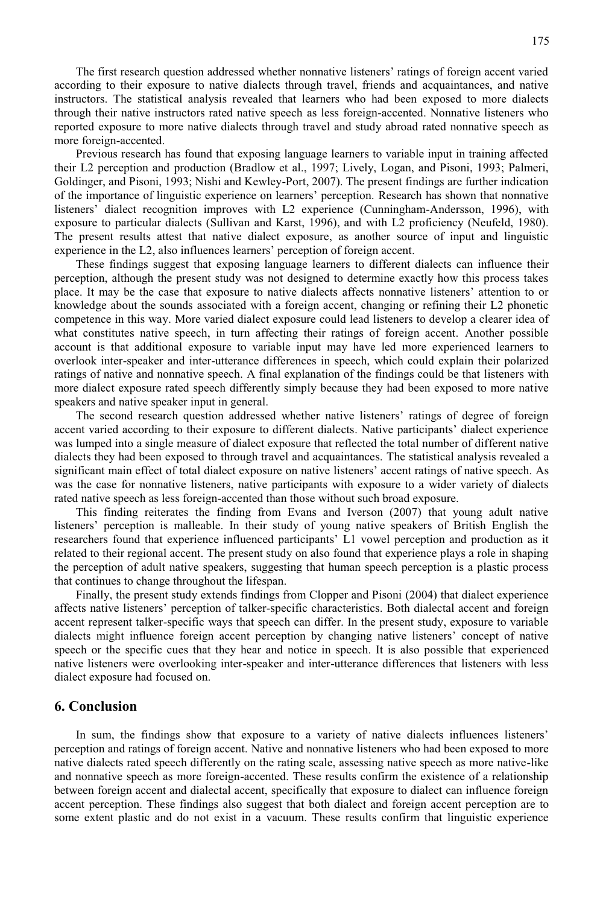The first research question addressed whether nonnative listeners' ratings of foreign accent varied according to their exposure to native dialects through travel, friends and acquaintances, and native instructors. The statistical analysis revealed that learners who had been exposed to more dialects through their native instructors rated native speech as less foreign-accented. Nonnative listeners who reported exposure to more native dialects through travel and study abroad rated nonnative speech as more foreign-accented.

Previous research has found that exposing language learners to variable input in training affected their L2 perception and production (Bradlow et al., 1997; Lively, Logan, and Pisoni, 1993; Palmeri, Goldinger, and Pisoni, 1993; Nishi and Kewley-Port, 2007). The present findings are further indication of the importance of linguistic experience on learners' perception. Research has shown that nonnative listeners' dialect recognition improves with L2 experience (Cunningham-Andersson, 1996), with exposure to particular dialects (Sullivan and Karst, 1996), and with L2 proficiency (Neufeld, 1980). The present results attest that native dialect exposure, as another source of input and linguistic experience in the L2, also influences learners' perception of foreign accent.

These findings suggest that exposing language learners to different dialects can influence their perception, although the present study was not designed to determine exactly how this process takes place. It may be the case that exposure to native dialects affects nonnative listeners' attention to or knowledge about the sounds associated with a foreign accent, changing or refining their L2 phonetic competence in this way. More varied dialect exposure could lead listeners to develop a clearer idea of what constitutes native speech, in turn affecting their ratings of foreign accent. Another possible account is that additional exposure to variable input may have led more experienced learners to overlook inter-speaker and inter-utterance differences in speech, which could explain their polarized ratings of native and nonnative speech. A final explanation of the findings could be that listeners with more dialect exposure rated speech differently simply because they had been exposed to more native speakers and native speaker input in general.

The second research question addressed whether native listeners' ratings of degree of foreign accent varied according to their exposure to different dialects. Native participants' dialect experience was lumped into a single measure of dialect exposure that reflected the total number of different native dialects they had been exposed to through travel and acquaintances. The statistical analysis revealed a significant main effect of total dialect exposure on native listeners' accent ratings of native speech. As was the case for nonnative listeners, native participants with exposure to a wider variety of dialects rated native speech as less foreign-accented than those without such broad exposure.

This finding reiterates the finding from Evans and Iverson (2007) that young adult native listeners' perception is malleable. In their study of young native speakers of British English the researchers found that experience influenced participants' L1 vowel perception and production as it related to their regional accent. The present study on also found that experience plays a role in shaping the perception of adult native speakers, suggesting that human speech perception is a plastic process that continues to change throughout the lifespan.

Finally, the present study extends findings from Clopper and Pisoni (2004) that dialect experience affects native listeners' perception of talker-specific characteristics. Both dialectal accent and foreign accent represent talker-specific ways that speech can differ. In the present study, exposure to variable dialects might influence foreign accent perception by changing native listeners' concept of native speech or the specific cues that they hear and notice in speech. It is also possible that experienced native listeners were overlooking inter-speaker and inter-utterance differences that listeners with less dialect exposure had focused on.

## 6. Conclusion

In sum, the findings show that exposure to a variety of native dialects influences listeners' perception and ratings of foreign accent. Native and nonnative listeners who had been exposed to more native dialects rated speech differently on the rating scale, assessing native speech as more native-like and nonnative speech as more foreign-accented. These results confirm the existence of a relationship between foreign accent and dialectal accent, specifically that exposure to dialect can influence foreign accent perception. These findings also suggest that both dialect and foreign accent perception are to some extent plastic and do not exist in a vacuum. These results confirm that linguistic experience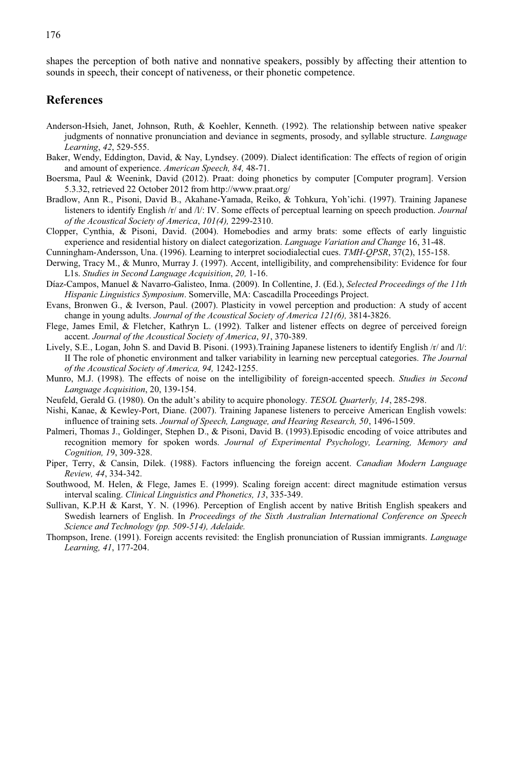shapes the perception of both native and nonnative speakers, possibly by affecting their attention to sounds in speech, their concept of nativeness, or their phonetic competence.

## References

Anderson-Hsieh, Janet, Johnson, Ruth, & Koehler, Kenneth. (1992). The relationship between native speaker judgments of nonnative pronunciation and deviance in segments, prosody, and syllable structure. *Language Learning*, *42*, 529-555.

Baker, Wendy, Eddington, David, & Nay, Lyndsey. (2009). Dialect identification: The effects of region of origin and amount of experience. *American Speech, 84,* 48-71.

Boersma, Paul & Weenink, David (2012). Praat: doing phonetics by computer [Computer program]. Version 5.3.32, retrieved 22 October 2012 from http://www.praat.org/

Bradlow, Ann R., Pisoni, David B., Akahane-Yamada, Reiko, & Tohkura, Yoh'ichi. (1997). Training Japanese listeners to identify English /r/ and /l/: IV. Some effects of perceptual learning on speech production. *Journal of the Acoustical Society of America*, *101(4),* 2299-2310.

Clopper, Cynthia, & Pisoni, David. (2004). Homebodies and army brats: some effects of early linguistic experience and residential history on dialect categorization. *Language Variation and Change* 16, 31-48.

Cunningham-Andersson, Una. (1996). Learning to interpret sociodialectial cues. *TMH-QPSR*, 37(2), 155-158.

Derwing, Tracy M., & Munro, Murray J. (1997). Accent, intelligibility, and comprehensibility: Evidence for four L1s. *Studies in Second Language Acquisition*, *20,* 1-16.

Díaz-Campos, Manuel & Navarro-Galisteo, Inma. (2009). In Collentine, J. (Ed.), *Selected Proceedings of the 11th Hispanic Linguistics Symposium*. Somerville, MA: Cascadilla Proceedings Project.

Evans, Bronwen G., & Iverson, Paul. (2007). Plasticity in vowel perception and production: A study of accent change in young adults. *Journal of the Acoustical Society of America 121(6),* 3814-3826.

Flege, James Emil, & Fletcher, Kathryn L. (1992). Talker and listener effects on degree of perceived foreign accent. *Journal of the Acoustical Society of America*, *91*, 370-389.

Lively, S.E., Logan, John S. and David B. Pisoni. (1993).Training Japanese listeners to identify English /r/ and /l/: II The role of phonetic environment and talker variability in learning new perceptual categories. *The Journal of the Acoustical Society of America, 94,* 1242-1255.

Munro, M.J. (1998). The effects of noise on the intelligibility of foreign-accented speech. *Studies in Second Language Acquisition*, 20, 139-154.

Neufeld, Gerald G. (1980). On the adult's ability to acquire phonology. *TESOL Quarterly, 14*, 285-298.

Nishi, Kanae, & Kewley-Port, Diane. (2007). Training Japanese listeners to perceive American English vowels: influence of training sets. *Journal of Speech, Language, and Hearing Research, 50*, 1496-1509.

Palmeri, Thomas J., Goldinger, Stephen D., & Pisoni, David B. (1993).Episodic encoding of voice attributes and recognition memory for spoken words. *Journal of Experimental Psychology, Learning, Memory and Cognition, 1*9, 309-328.

Piper, Terry, & Cansin, Dilek. (1988). Factors influencing the foreign accent. *Canadian Modern Language Review, 44*, 334-342.

Southwood, M. Helen, & Flege, James E. (1999). Scaling foreign accent: direct magnitude estimation versus interval scaling. *Clinical Linguistics and Phonetics, 13*, 335-349.

Sullivan, K.P.H & Karst, Y. N. (1996). Perception of English accent by native British English speakers and Swedish learners of English. In *Proceedings of the Sixth Australian International Conference on Speech Science and Technology (pp. 509-514), Adelaide.*

Thompson, Irene. (1991). Foreign accents revisited: the English pronunciation of Russian immigrants. *Language Learning, 41*, 177-204.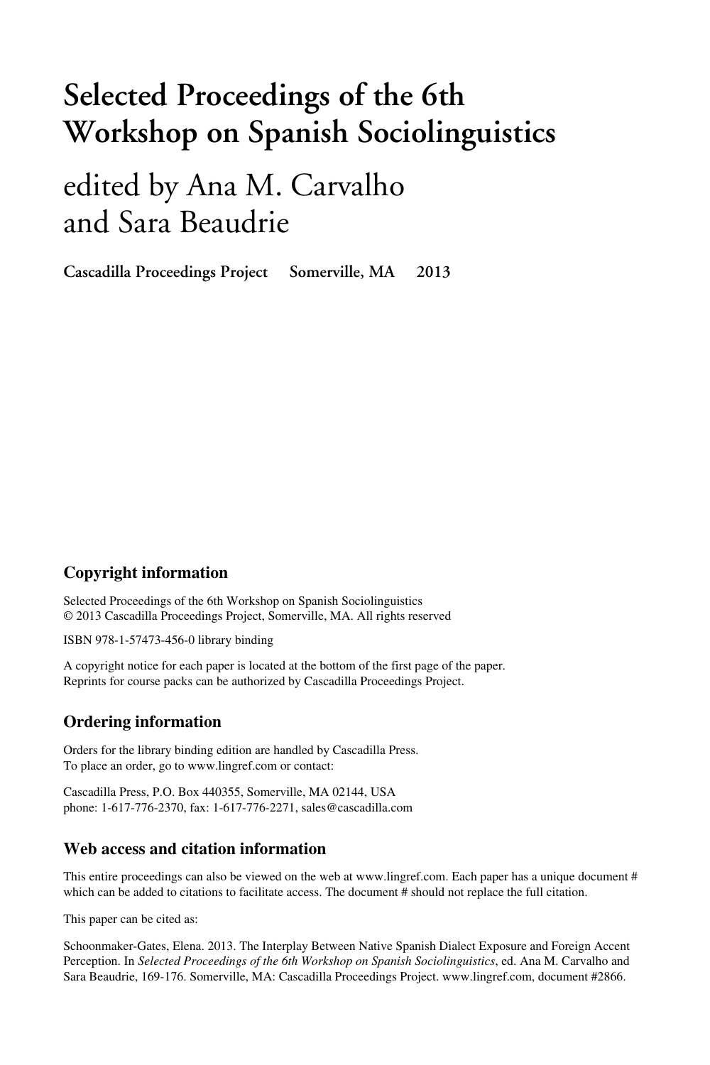# Selected Proceedings of the 6th Workshop on Spanish Sociolinguistics

edited by Ana M. Carvalho and Sara Beaudrie

**Cascadilla Proceedings Project Somerville, MA 2013**

## Copyright information

Selected Proceedings of the 6th Workshop on Spanish Sociolinguistics
© 2013 Cascadilla Proceedings Project, Somerville, MA. All rights reserved

ISBN 978-1-57473-456-0 library binding

A copyright notice for each paper is located at the bottom of the first page of the paper.
Reprints for course packs can be authorized by Cascadilla Proceedings Project.

## Ordering information

Orders for the library binding edition are handled by Cascadilla Press.
To place an order, go to www.lingref.com or contact:

Cascadilla Press, P.O. Box 440355, Somerville, MA 02144, USA
phone: 1-617-776-2370, fax: 1-617-776-2271, sales@cascadilla.com

## Web access and citation information

This entire proceedings can also be viewed on the web at www.lingref.com. Each paper has a unique document # which can be added to citations to facilitate access. The document # should not replace the full citation.

This paper can be cited as:

Schoonmaker-Gates, Elena. 2013. The Interplay Between Native Spanish Dialect Exposure and Foreign Accent Perception. In *Selected Proceedings of the 6th Workshop on Spanish Sociolinguistics*, ed. Ana M. Carvalho and Sara Beaudrie, 169-176. Somerville, MA: Cascadilla Proceedings Project. www.lingref.com, document #2866.